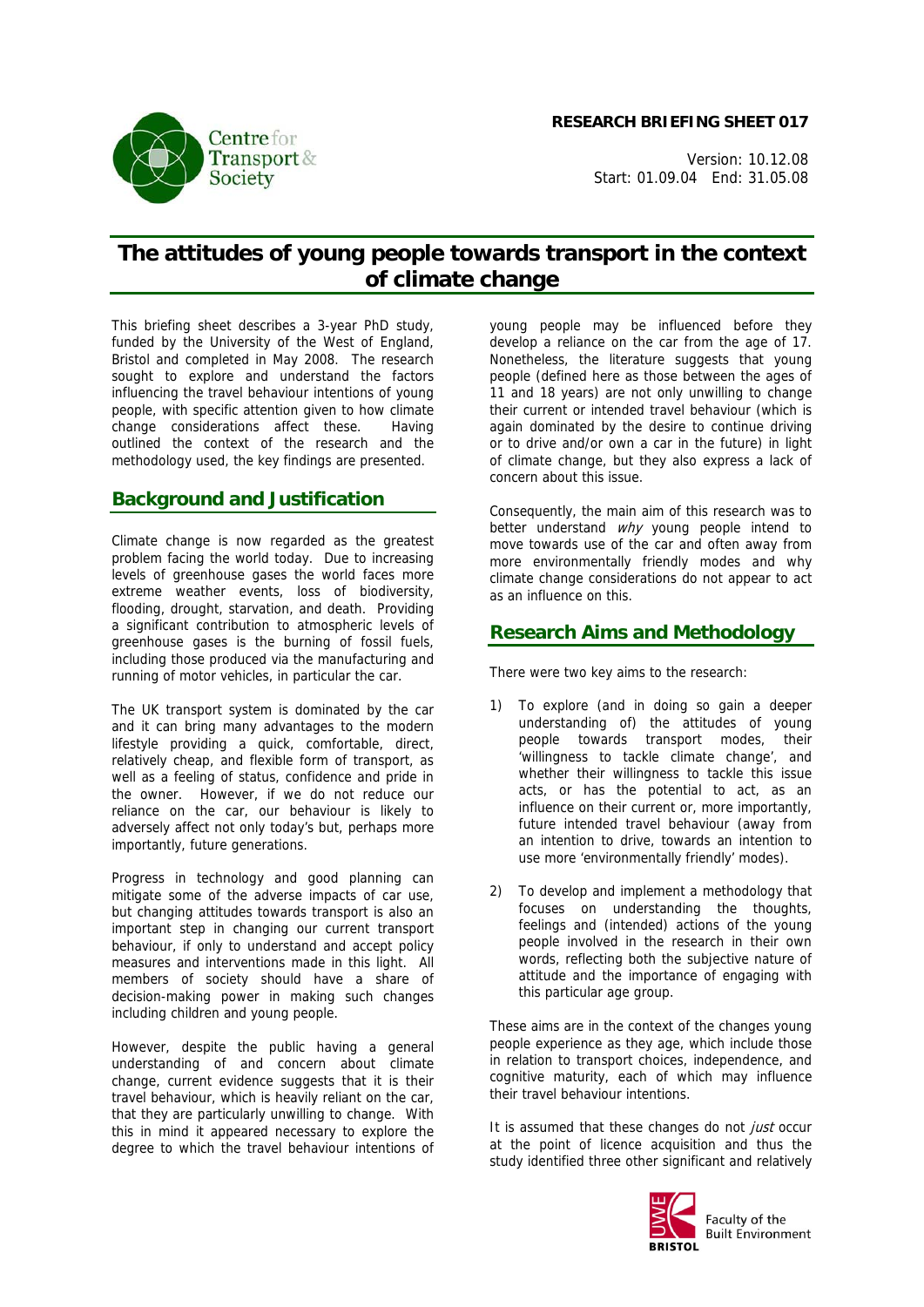**RESEARCH BRIEFING SHEET 017**

Version: 10.12.08
Start: 01.09.04 End: 31.05.08

# The attitudes of young people towards transport in the context of climate change

This briefing sheet describes a 3-year PhD study, funded by the University of the West of England, Bristol and completed in May 2008. The research sought to explore and understand the factors influencing the travel behaviour intentions of young people, with specific attention given to how climate change considerations affect these. Having outlined the context of the research and the methodology used, the key findings are presented.

## Background and Justification

Climate change is now regarded as the greatest problem facing the world today. Due to increasing levels of greenhouse gases the world faces more extreme weather events, loss of biodiversity, flooding, drought, starvation, and death. Providing a significant contribution to atmospheric levels of greenhouse gases is the burning of fossil fuels, including those produced via the manufacturing and running of motor vehicles, in particular the car.

The UK transport system is dominated by the car and it can bring many advantages to the modern lifestyle providing a quick, comfortable, direct, relatively cheap, and flexible form of transport, as well as a feeling of status, confidence and pride in the owner. However, if we do not reduce our reliance on the car, our behaviour is likely to adversely affect not only today's but, perhaps more importantly, future generations.

Progress in technology and good planning can mitigate some of the adverse impacts of car use, but changing attitudes towards transport is also an important step in changing our current transport behaviour, if only to understand and accept policy measures and interventions made in this light. All members of society should have a share of decision-making power in making such changes including children and young people.

However, despite the public having a general understanding of and concern about climate change, current evidence suggests that it is their travel behaviour, which is heavily reliant on the car, that they are particularly unwilling to change. With this in mind it appeared necessary to explore the degree to which the travel behaviour intentions of young people may be influenced before they develop a reliance on the car from the age of 17. Nonetheless, the literature suggests that young people (defined here as those between the ages of 11 and 18 years) are not only unwilling to change their current or intended travel behaviour (which is again dominated by the desire to continue driving or to drive and/or own a car in the future) in light of climate change, but they also express a lack of concern about this issue.

Consequently, the main aim of this research was to better understand *why* young people intend to move towards use of the car and often away from more environmentally friendly modes and why climate change considerations do not appear to act as an influence on this.

## Research Aims and Methodology

There were two key aims to the research:

1) To explore (and in doing so gain a deeper understanding of) the attitudes of young people towards transport modes, their 'willingness to tackle climate change', and whether their willingness to tackle this issue acts, or has the potential to act, as an influence on their current or, more importantly, future intended travel behaviour (away from an intention to drive, towards an intention to use more 'environmentally friendly' modes).

2) To develop and implement a methodology that focuses on understanding the thoughts, feelings and (intended) actions of the young people involved in the research in their own words, reflecting both the subjective nature of attitude and the importance of engaging with this particular age group.

These aims are in the context of the changes young people experience as they age, which include those in relation to transport choices, independence, and cognitive maturity, each of which may influence their travel behaviour intentions.

It is assumed that these changes do not *just* occur at the point of licence acquisition and thus the study identified three other significant and relatively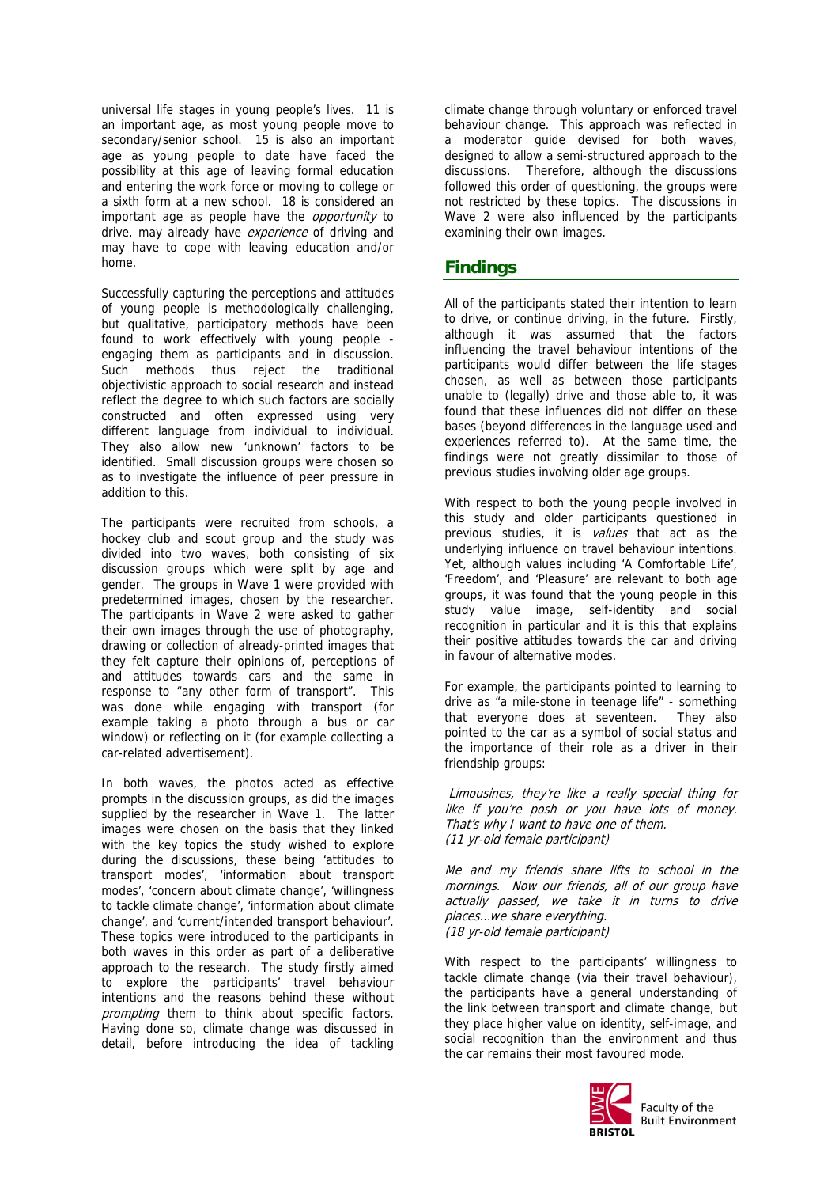universal life stages in young people's lives. 11 is an important age, as most young people move to secondary/senior school. 15 is also an important age as young people to date have faced the possibility at this age of leaving formal education and entering the work force or moving to college or a sixth form at a new school. 18 is considered an important age as people have the *opportunity* to drive, may already have *experience* of driving and may have to cope with leaving education and/or home.

Successfully capturing the perceptions and attitudes of young people is methodologically challenging, but qualitative, participatory methods have been found to work effectively with young people - engaging them as participants and in discussion. Such methods thus reject the traditional objectivistic approach to social research and instead reflect the degree to which such factors are socially constructed and often expressed using very different language from individual to individual. They also allow new 'unknown' factors to be identified. Small discussion groups were chosen so as to investigate the influence of peer pressure in addition to this.

The participants were recruited from schools, a hockey club and scout group and the study was divided into two waves, both consisting of six discussion groups which were split by age and gender. The groups in Wave 1 were provided with predetermined images, chosen by the researcher. The participants in Wave 2 were asked to gather their own images through the use of photography, drawing or collection of already-printed images that they felt capture their opinions of, perceptions of and attitudes towards cars and the same in response to "any other form of transport". This was done while engaging with transport (for example taking a photo through a bus or car window) or reflecting on it (for example collecting a car-related advertisement).

In both waves, the photos acted as effective prompts in the discussion groups, as did the images supplied by the researcher in Wave 1. The latter images were chosen on the basis that they linked with the key topics the study wished to explore during the discussions, these being 'attitudes to transport modes', 'information about transport modes', 'concern about climate change', 'willingness to tackle climate change', 'information about climate change', and 'current/intended transport behaviour'. These topics were introduced to the participants in both waves in this order as part of a deliberative approach to the research. The study firstly aimed to explore the participants' travel behaviour intentions and the reasons behind these without *prompting* them to think about specific factors. Having done so, climate change was discussed in detail, before introducing the idea of tackling climate change through voluntary or enforced travel behaviour change. This approach was reflected in a moderator guide devised for both waves, designed to allow a semi-structured approach to the discussions. Therefore, although the discussions followed this order of questioning, the groups were not restricted by these topics. The discussions in Wave 2 were also influenced by the participants examining their own images.

## Findings

All of the participants stated their intention to learn to drive, or continue driving, in the future. Firstly, although it was assumed that the factors influencing the travel behaviour intentions of the participants would differ between the life stages chosen, as well as between those participants unable to (legally) drive and those able to, it was found that these influences did not differ on these bases (beyond differences in the language used and experiences referred to). At the same time, the findings were not greatly dissimilar to those of previous studies involving older age groups.

With respect to both the young people involved in this study and older participants questioned in previous studies, it is *values* that act as the underlying influence on travel behaviour intentions. Yet, although values including 'A Comfortable Life', 'Freedom', and 'Pleasure' are relevant to both age groups, it was found that the young people in this study value image, self-identity and social recognition in particular and it is this that explains their positive attitudes towards the car and driving in favour of alternative modes.

For example, the participants pointed to learning to drive as "a mile-stone in teenage life" - something that everyone does at seventeen. They also pointed to the car as a symbol of social status and the importance of their role as a driver in their friendship groups:

*Limousines, they're like a really special thing for like if you're posh or you have lots of money. That's why I want to have one of them.*
*(11 yr-old female participant)*

*Me and my friends share lifts to school in the mornings. Now our friends, all of our group have actually passed, we take it in turns to drive places...we share everything.*
*(18 yr-old female participant)*

With respect to the participants' willingness to tackle climate change (via their travel behaviour), the participants have a general understanding of the link between transport and climate change, but they place higher value on identity, self-image, and social recognition than the environment and thus the car remains their most favoured mode.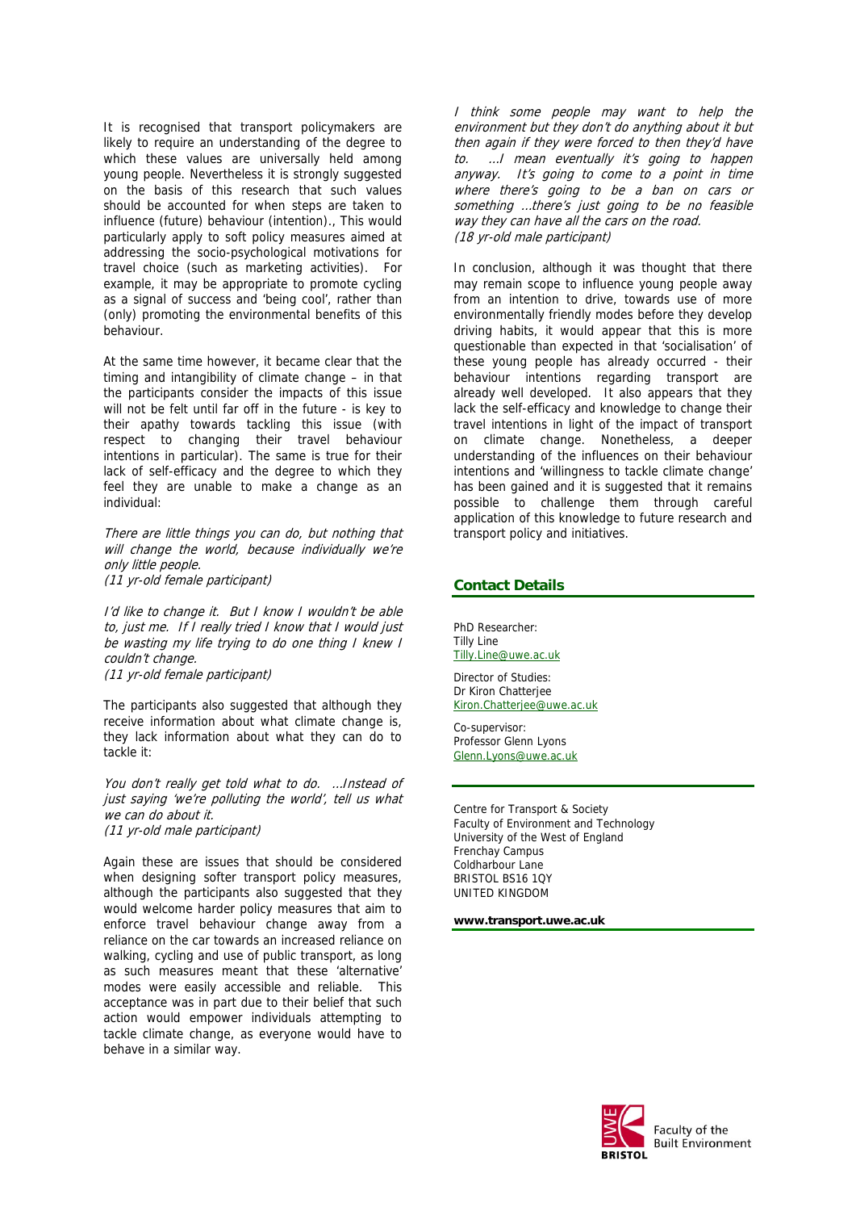It is recognised that transport policymakers are likely to require an understanding of the degree to which these values are universally held among young people. Nevertheless it is strongly suggested on the basis of this research that such values should be accounted for when steps are taken to influence (future) behaviour (intention)., This would particularly apply to soft policy measures aimed at addressing the socio-psychological motivations for travel choice (such as marketing activities). For example, it may be appropriate to promote cycling as a signal of success and 'being cool', rather than (only) promoting the environmental benefits of this behaviour.

At the same time however, it became clear that the timing and intangibility of climate change – in that the participants consider the impacts of this issue will not be felt until far off in the future - is key to their apathy towards tackling this issue (with respect to changing their travel behaviour intentions in particular). The same is true for their lack of self-efficacy and the degree to which they feel they are unable to make a change as an individual:

*There are little things you can do, but nothing that will change the world, because individually we're only little people.*
*(11 yr-old female participant)*

*I'd like to change it. But I know I wouldn't be able to, just me. If I really tried I know that I would just be wasting my life trying to do one thing I knew I couldn't change.*
*(11 yr-old female participant)*

The participants also suggested that although they receive information about what climate change is, they lack information about what they can do to tackle it:

*You don't really get told what to do. …Instead of just saying 'we're polluting the world', tell us what we can do about it.*
*(11 yr-old male participant)*

Again these are issues that should be considered when designing softer transport policy measures, although the participants also suggested that they would welcome harder policy measures that aim to enforce travel behaviour change away from a reliance on the car towards an increased reliance on walking, cycling and use of public transport, as long as such measures meant that these 'alternative' modes were easily accessible and reliable. This acceptance was in part due to their belief that such action would empower individuals attempting to tackle climate change, as everyone would have to behave in a similar way.

*I think some people may want to help the environment but they don't do anything about it but then again if they were forced to then they'd have to. …I mean eventually it's going to happen anyway. It's going to come to a point in time where there's going to be a ban on cars or something …there's just going to be no feasible way they can have all the cars on the road.*
*(18 yr-old male participant)*

In conclusion, although it was thought that there may remain scope to influence young people away from an intention to drive, towards use of more environmentally friendly modes before they develop driving habits, it would appear that this is more questionable than expected in that 'socialisation' of these young people has already occurred - their behaviour intentions regarding transport are already well developed. It also appears that they lack the self-efficacy and knowledge to change their travel intentions in light of the impact of transport on climate change. Nonetheless, a deeper understanding of the influences on their behaviour intentions and 'willingness to tackle climate change' has been gained and it is suggested that it remains possible to challenge them through careful application of this knowledge to future research and transport policy and initiatives.

## Contact Details

PhD Researcher:
Tilly Line
Tilly.Line@uwe.ac.uk

Director of Studies:
Dr Kiron Chatterjee
Kiron.Chatterjee@uwe.ac.uk

Co-supervisor:
Professor Glenn Lyons
Glenn.Lyons@uwe.ac.uk

Centre for Transport & Society
Faculty of Environment and Technology
University of the West of England
Frenchay Campus
Coldharbour Lane
BRISTOL BS16 1QY
UNITED KINGDOM

**www.transport.uwe.ac.uk**

UWE BRISTOL Faculty of the Built Environment